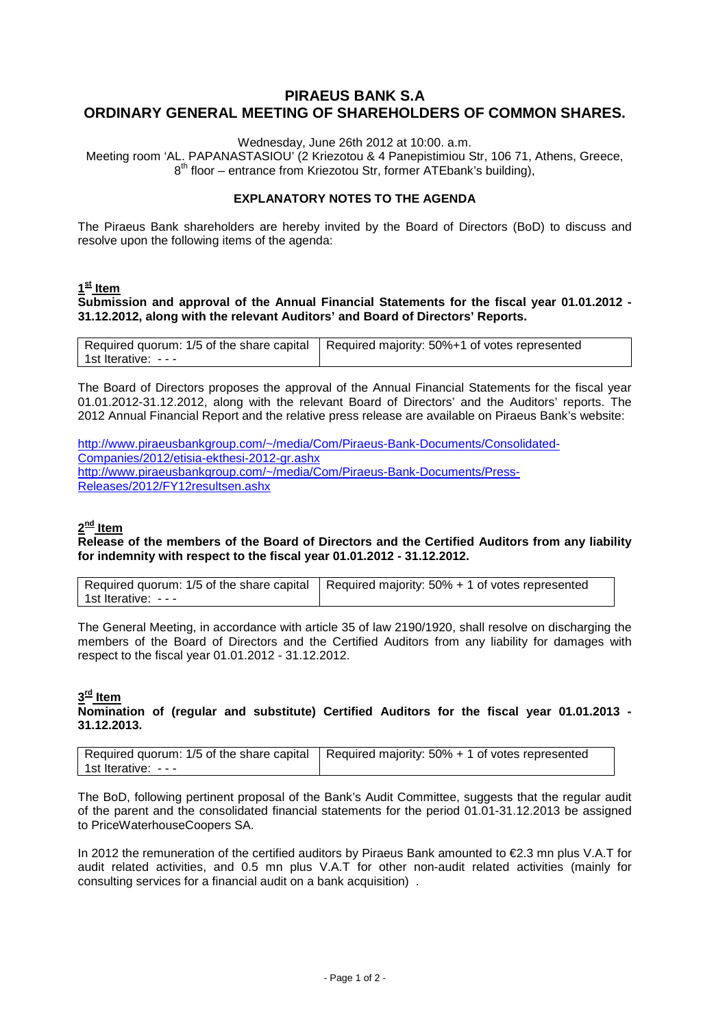# PIRAEUS BANK S.A
# ORDINARY GENERAL MEETING OF SHAREHOLDERS OF COMMON SHARES.

Wednesday, June 26th 2012 at 10:00. a.m.
Meeting room 'AL. PAPANASTASIOU' (2 Kriezotou & 4 Panepistimiou Str, 106 71, Athens, Greece, 8th floor – entrance from Kriezotou Str, former ATEbank's building),

### EXPLANATORY NOTES TO THE AGENDA

The Piraeus Bank shareholders are hereby invited by the Board of Directors (BoD) to discuss and resolve upon the following items of the agenda:

## 1st Item

**Submission and approval of the Annual Financial Statements for the fiscal year 01.01.2012 - 31.12.2012, along with the relevant Auditors' and Board of Directors' Reports.**

| Required quorum: 1/5 of the share capital<br>1st Iterative: - - - | Required majority: 50%+1 of votes represented |
|---|---|

The Board of Directors proposes the approval of the Annual Financial Statements for the fiscal year 01.01.2012-31.12.2012, along with the relevant Board of Directors' and the Auditors' reports. The 2012 Annual Financial Report and the relative press release are available on Piraeus Bank's website:

http://www.piraeusbankgroup.com/~/media/Com/Piraeus-Bank-Documents/Consolidated-Companies/2012/etisia-ekthesi-2012-gr.ashx
http://www.piraeusbankgroup.com/~/media/Com/Piraeus-Bank-Documents/Press-Releases/2012/FY12resultsen.ashx

## 2nd Item

**Release of the members of the Board of Directors and the Certified Auditors from any liability for indemnity with respect to the fiscal year 01.01.2012 - 31.12.2012.**

| Required quorum: 1/5 of the share capital<br>1st Iterative: - - - | Required majority: 50% + 1 of votes represented |
|---|---|

The General Meeting, in accordance with article 35 of law 2190/1920, shall resolve on discharging the members of the Board of Directors and the Certified Auditors from any liability for damages with respect to the fiscal year 01.01.2012 - 31.12.2012.

## 3rd Item

**Nomination of (regular and substitute) Certified Auditors for the fiscal year 01.01.2013 - 31.12.2013.**

| Required quorum: 1/5 of the share capital<br>1st Iterative: - - - | Required majority: 50% + 1 of votes represented |
|---|---|

The BoD, following pertinent proposal of the Bank's Audit Committee, suggests that the regular audit of the parent and the consolidated financial statements for the period 01.01-31.12.2013 be assigned to PriceWaterhouseCoopers SA.

In 2012 the remuneration of the certified auditors by Piraeus Bank amounted to €2.3 mn plus V.A.T for audit related activities, and 0.5 mn plus V.A.T for other non-audit related activities (mainly for consulting services for a financial audit on a bank acquisition) .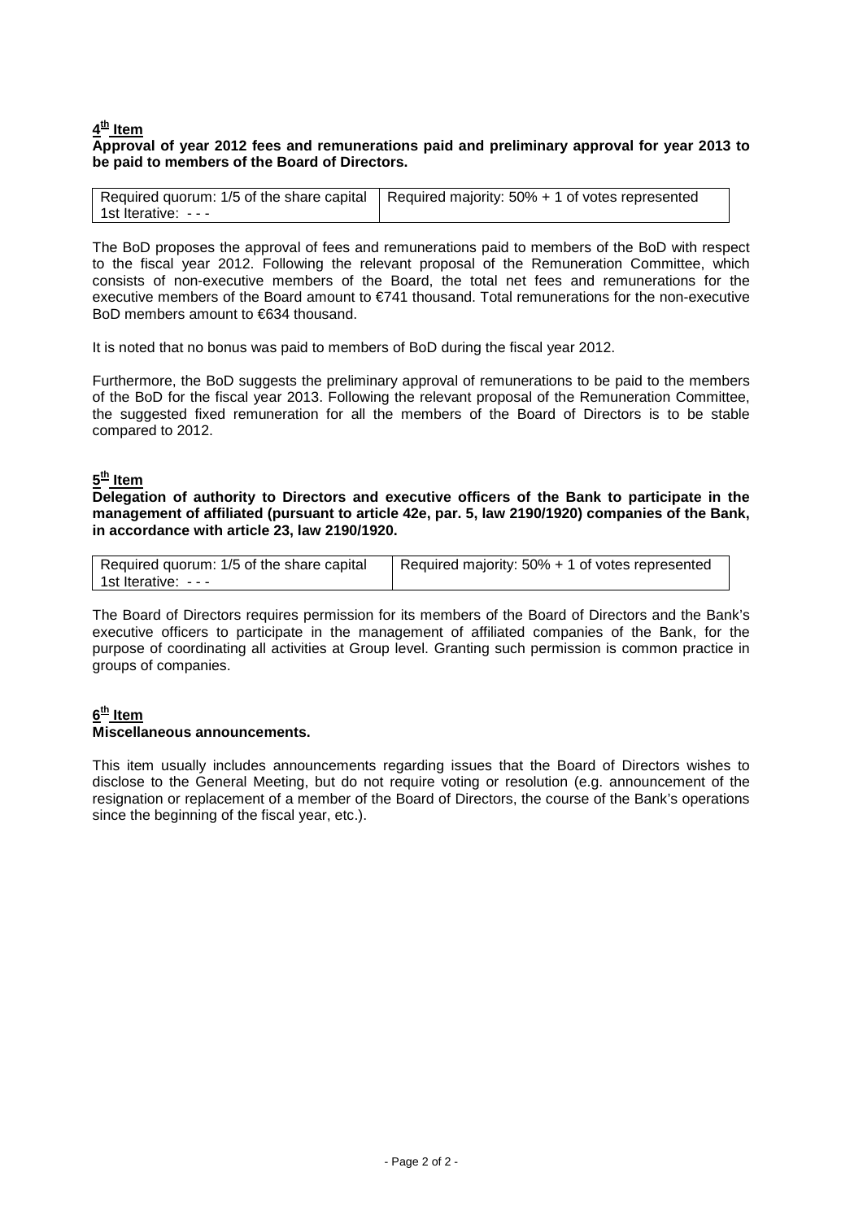## 4th Item

**Approval of year 2012 fees and remunerations paid and preliminary approval for year 2013 to be paid to members of the Board of Directors.**

| | |
|---|---|
| Required quorum: 1/5 of the share capital<br>1st Iterative: - - - | Required majority: 50% + 1 of votes represented |

The BoD proposes the approval of fees and remunerations paid to members of the BoD with respect to the fiscal year 2012. Following the relevant proposal of the Remuneration Committee, which consists of non-executive members of the Board, the total net fees and remunerations for the executive members of the Board amount to €741 thousand. Total remunerations for the non-executive BoD members amount to €634 thousand.

It is noted that no bonus was paid to members of BoD during the fiscal year 2012.

Furthermore, the BoD suggests the preliminary approval of remunerations to be paid to the members of the BoD for the fiscal year 2013. Following the relevant proposal of the Remuneration Committee, the suggested fixed remuneration for all the members of the Board of Directors is to be stable compared to 2012.

## 5th Item

**Delegation of authority to Directors and executive officers of the Bank to participate in the management of affiliated (pursuant to article 42e, par. 5, law 2190/1920) companies of the Bank, in accordance with article 23, law 2190/1920.**

| | |
|---|---|
| Required quorum: 1/5 of the share capital<br>1st Iterative: - - - | Required majority: 50% + 1 of votes represented |

The Board of Directors requires permission for its members of the Board of Directors and the Bank's executive officers to participate in the management of affiliated companies of the Bank, for the purpose of coordinating all activities at Group level. Granting such permission is common practice in groups of companies.

## 6th Item

**Miscellaneous announcements.**

This item usually includes announcements regarding issues that the Board of Directors wishes to disclose to the General Meeting, but do not require voting or resolution (e.g. announcement of the resignation or replacement of a member of the Board of Directors, the course of the Bank's operations since the beginning of the fiscal year, etc.).